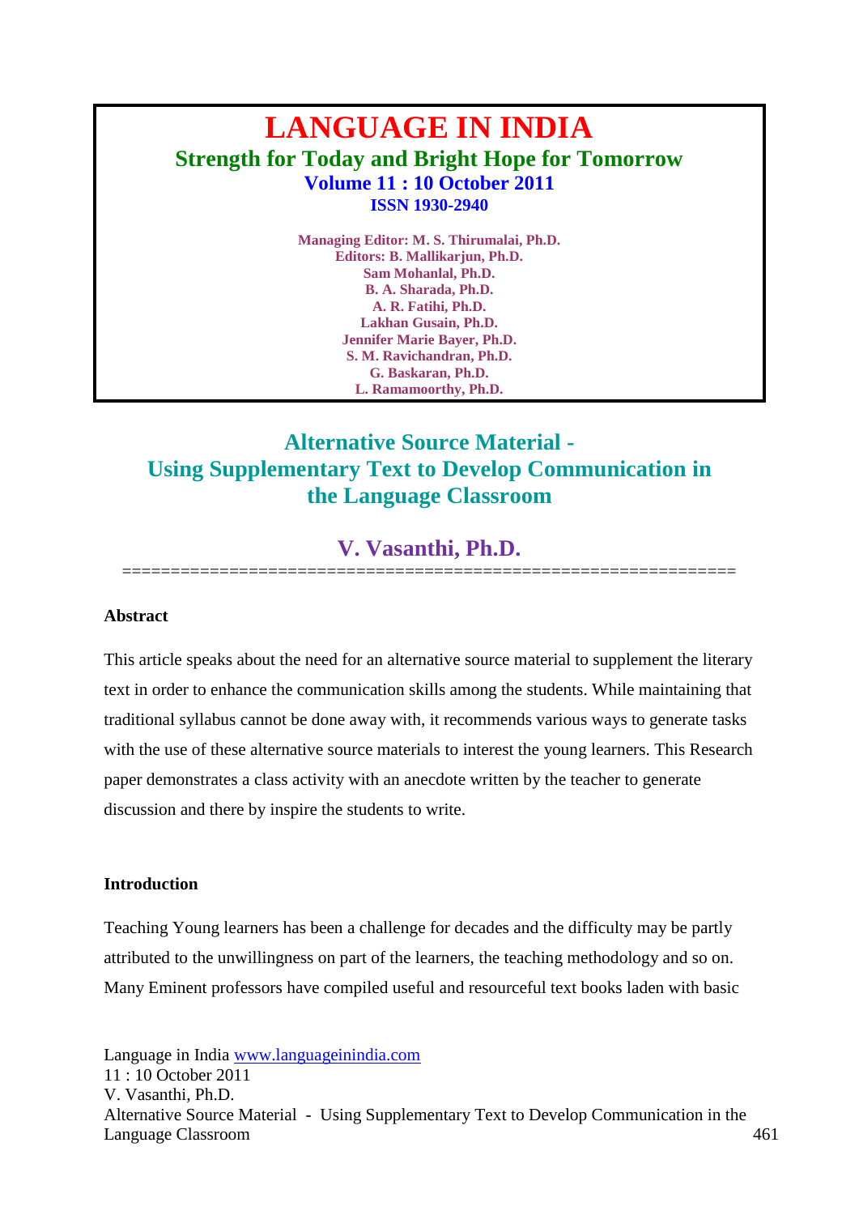# LANGUAGE IN INDIA

**Strength for Today and Bright Hope for Tomorrow**

**Volume 11 : 10 October 2011**

**ISSN 1930-2940**

**Managing Editor: M. S. Thirumalai, Ph.D.**
**Editors: B. Mallikarjun, Ph.D.**
**Sam Mohanlal, Ph.D.**
**B. A. Sharada, Ph.D.**
**A. R. Fatihi, Ph.D.**
**Lakhan Gusain, Ph.D.**
**Jennifer Marie Bayer, Ph.D.**
**S. M. Ravichandran, Ph.D.**
**G. Baskaran, Ph.D.**
**L. Ramamoorthy, Ph.D.**

## Alternative Source Material - Using Supplementary Text to Develop Communication in the Language Classroom

**V. Vasanthi, Ph.D.**

==============================================================

### Abstract

This article speaks about the need for an alternative source material to supplement the literary text in order to enhance the communication skills among the students. While maintaining that traditional syllabus cannot be done away with, it recommends various ways to generate tasks with the use of these alternative source materials to interest the young learners. This Research paper demonstrates a class activity with an anecdote written by the teacher to generate discussion and there by inspire the students to write.

### Introduction

Teaching Young learners has been a challenge for decades and the difficulty may be partly attributed to the unwillingness on part of the learners, the teaching methodology and so on. Many Eminent professors have compiled useful and resourceful text books laden with basic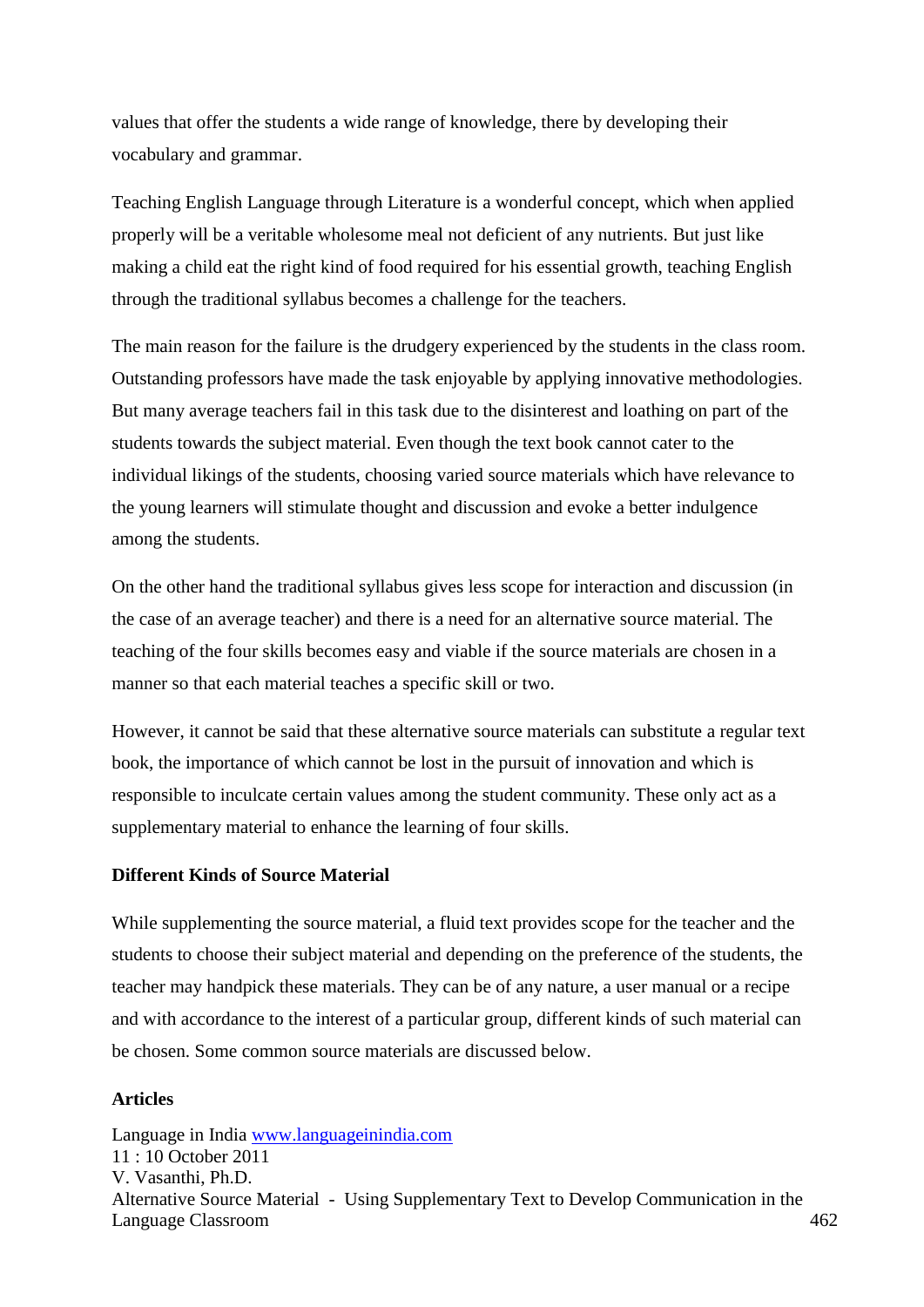values that offer the students a wide range of knowledge, there by developing their vocabulary and grammar.

Teaching English Language through Literature is a wonderful concept, which when applied properly will be a veritable wholesome meal not deficient of any nutrients. But just like making a child eat the right kind of food required for his essential growth, teaching English through the traditional syllabus becomes a challenge for the teachers.

The main reason for the failure is the drudgery experienced by the students in the class room. Outstanding professors have made the task enjoyable by applying innovative methodologies. But many average teachers fail in this task due to the disinterest and loathing on part of the students towards the subject material. Even though the text book cannot cater to the individual likings of the students, choosing varied source materials which have relevance to the young learners will stimulate thought and discussion and evoke a better indulgence among the students.

On the other hand the traditional syllabus gives less scope for interaction and discussion (in the case of an average teacher) and there is a need for an alternative source material. The teaching of the four skills becomes easy and viable if the source materials are chosen in a manner so that each material teaches a specific skill or two.

However, it cannot be said that these alternative source materials can substitute a regular text book, the importance of which cannot be lost in the pursuit of innovation and which is responsible to inculcate certain values among the student community. These only act as a supplementary material to enhance the learning of four skills.

**Different Kinds of Source Material**

While supplementing the source material, a fluid text provides scope for the teacher and the students to choose their subject material and depending on the preference of the students, the teacher may handpick these materials. They can be of any nature, a user manual or a recipe and with accordance to the interest of a particular group, different kinds of such material can be chosen. Some common source materials are discussed below.

**Articles**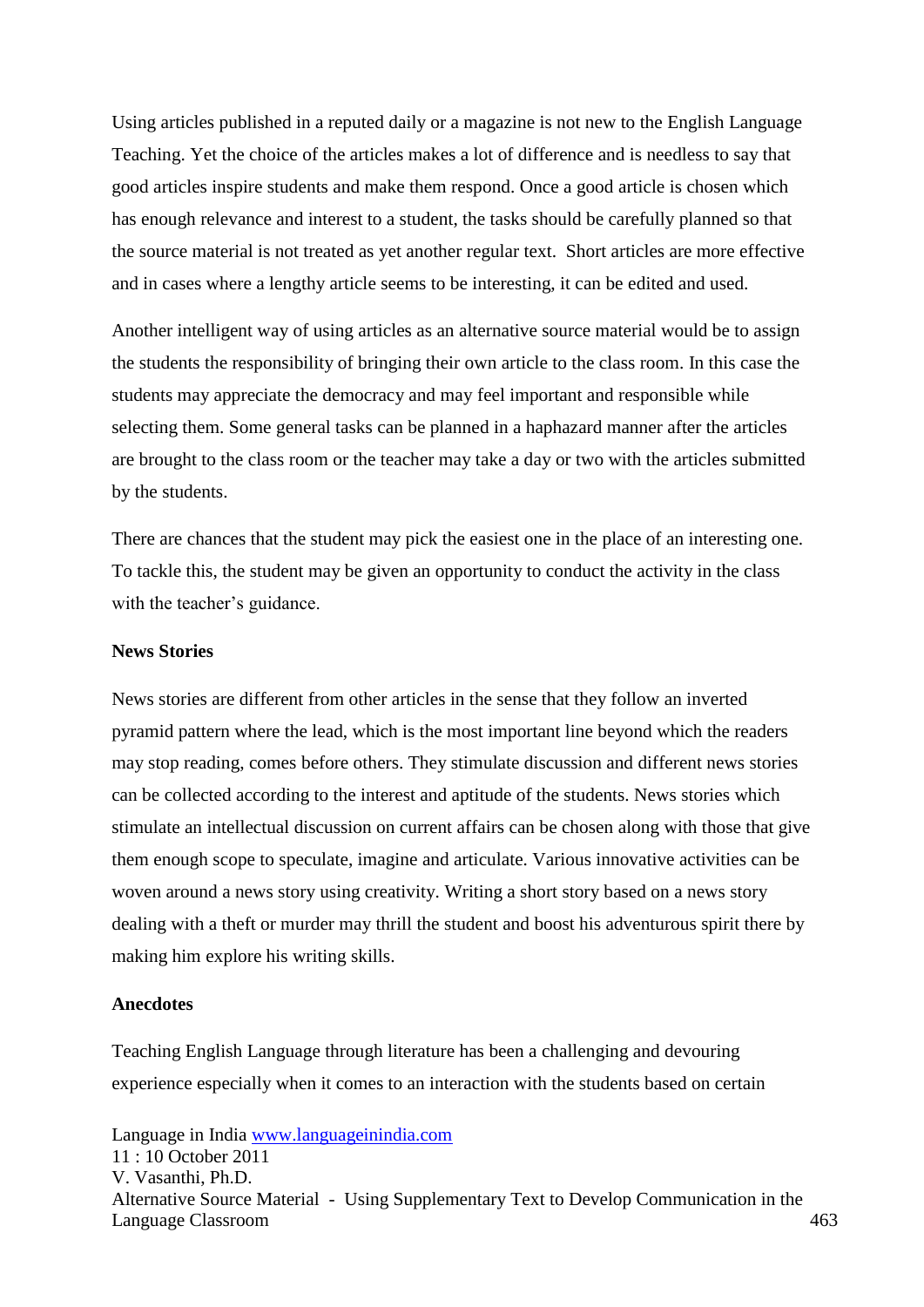Using articles published in a reputed daily or a magazine is not new to the English Language Teaching. Yet the choice of the articles makes a lot of difference and is needless to say that good articles inspire students and make them respond. Once a good article is chosen which has enough relevance and interest to a student, the tasks should be carefully planned so that the source material is not treated as yet another regular text. Short articles are more effective and in cases where a lengthy article seems to be interesting, it can be edited and used.

Another intelligent way of using articles as an alternative source material would be to assign the students the responsibility of bringing their own article to the class room. In this case the students may appreciate the democracy and may feel important and responsible while selecting them. Some general tasks can be planned in a haphazard manner after the articles are brought to the class room or the teacher may take a day or two with the articles submitted by the students.

There are chances that the student may pick the easiest one in the place of an interesting one. To tackle this, the student may be given an opportunity to conduct the activity in the class with the teacher's guidance.

**News Stories**

News stories are different from other articles in the sense that they follow an inverted pyramid pattern where the lead, which is the most important line beyond which the readers may stop reading, comes before others. They stimulate discussion and different news stories can be collected according to the interest and aptitude of the students. News stories which stimulate an intellectual discussion on current affairs can be chosen along with those that give them enough scope to speculate, imagine and articulate. Various innovative activities can be woven around a news story using creativity. Writing a short story based on a news story dealing with a theft or murder may thrill the student and boost his adventurous spirit there by making him explore his writing skills.

**Anecdotes**

Teaching English Language through literature has been a challenging and devouring experience especially when it comes to an interaction with the students based on certain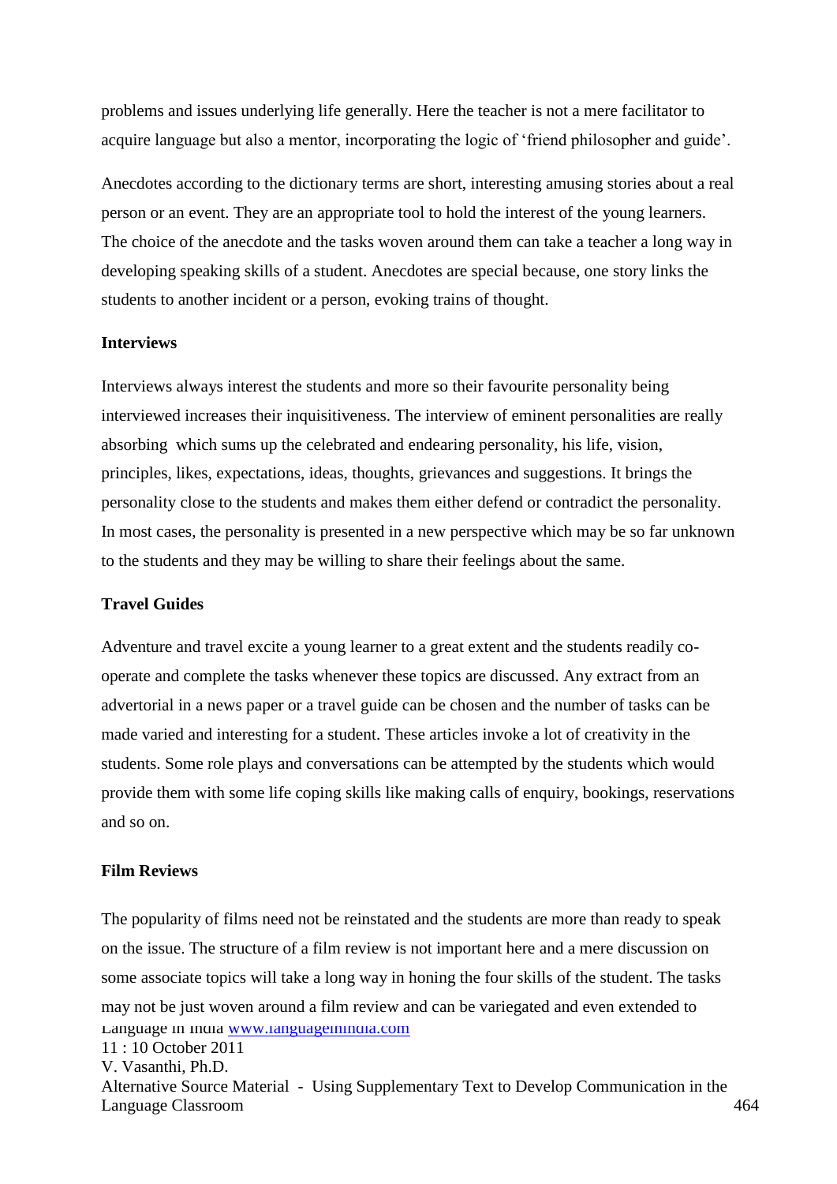problems and issues underlying life generally. Here the teacher is not a mere facilitator to acquire language but also a mentor, incorporating the logic of 'friend philosopher and guide'.

Anecdotes according to the dictionary terms are short, interesting amusing stories about a real person or an event. They are an appropriate tool to hold the interest of the young learners. The choice of the anecdote and the tasks woven around them can take a teacher a long way in developing speaking skills of a student. Anecdotes are special because, one story links the students to another incident or a person, evoking trains of thought.

**Interviews**

Interviews always interest the students and more so their favourite personality being interviewed increases their inquisitiveness. The interview of eminent personalities are really absorbing which sums up the celebrated and endearing personality, his life, vision, principles, likes, expectations, ideas, thoughts, grievances and suggestions. It brings the personality close to the students and makes them either defend or contradict the personality. In most cases, the personality is presented in a new perspective which may be so far unknown to the students and they may be willing to share their feelings about the same.

**Travel Guides**

Adventure and travel excite a young learner to a great extent and the students readily co-operate and complete the tasks whenever these topics are discussed. Any extract from an advertorial in a news paper or a travel guide can be chosen and the number of tasks can be made varied and interesting for a student. These articles invoke a lot of creativity in the students. Some role plays and conversations can be attempted by the students which would provide them with some life coping skills like making calls of enquiry, bookings, reservations and so on.

**Film Reviews**

The popularity of films need not be reinstated and the students are more than ready to speak on the issue. The structure of a film review is not important here and a mere discussion on some associate topics will take a long way in hononing the four skills of the student. The tasks may not be just woven around a film review and can be variegated and even extended to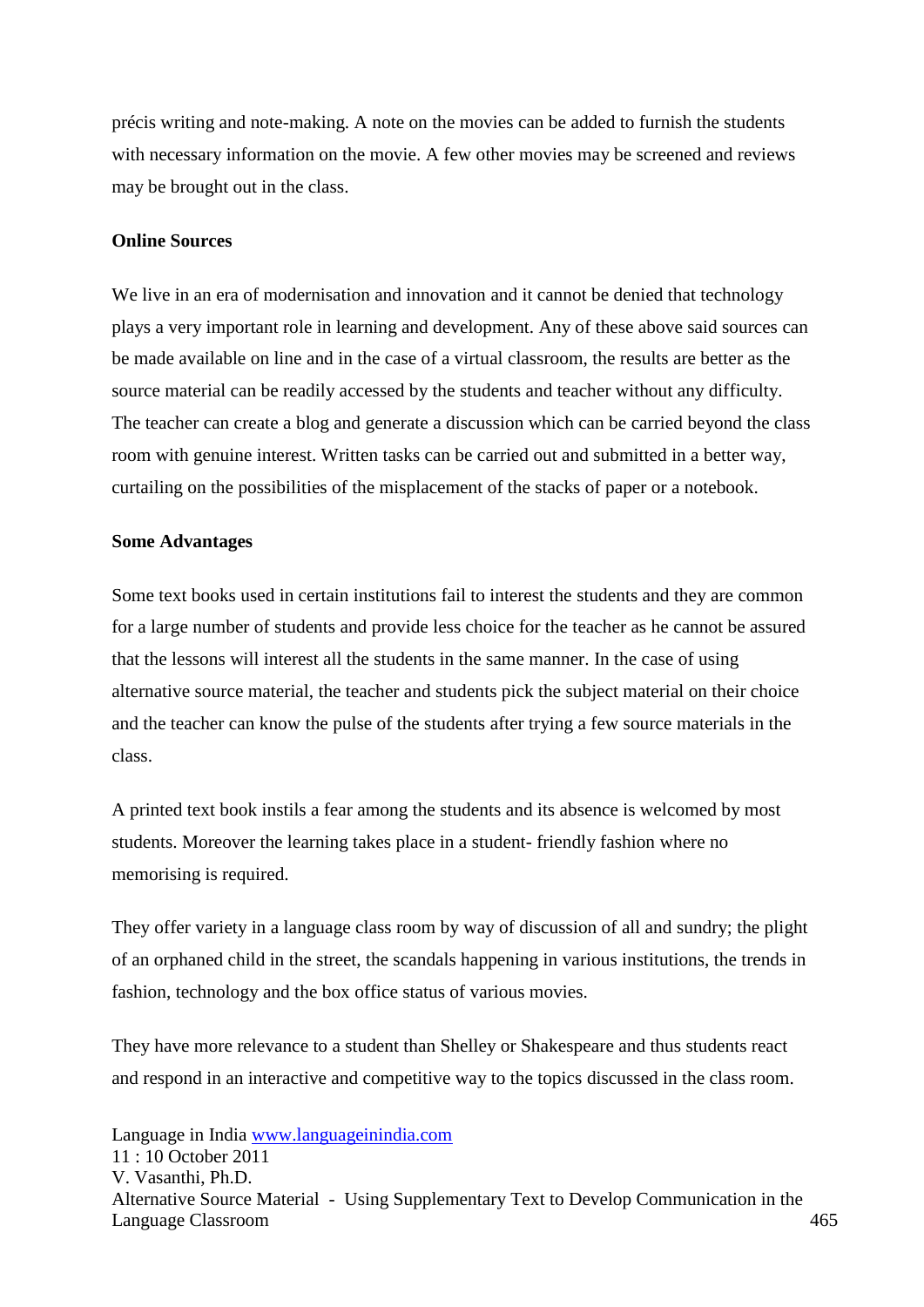précis writing and note-making. A note on the movies can be added to furnish the students with necessary information on the movie. A few other movies may be screened and reviews may be brought out in the class.

**Online Sources**

We live in an era of modernisation and innovation and it cannot be denied that technology plays a very important role in learning and development. Any of these above said sources can be made available on line and in the case of a virtual classroom, the results are better as the source material can be readily accessed by the students and teacher without any difficulty. The teacher can create a blog and generate a discussion which can be carried beyond the class room with genuine interest. Written tasks can be carried out and submitted in a better way, curtailing on the possibilities of the misplacement of the stacks of paper or a notebook.

**Some Advantages**

Some text books used in certain institutions fail to interest the students and they are common for a large number of students and provide less choice for the teacher as he cannot be assured that the lessons will interest all the students in the same manner. In the case of using alternative source material, the teacher and students pick the subject material on their choice and the teacher can know the pulse of the students after trying a few source materials in the class.

A printed text book instils a fear among the students and its absence is welcomed by most students. Moreover the learning takes place in a student- friendly fashion where no memorising is required.

They offer variety in a language class room by way of discussion of all and sundry; the plight of an orphaned child in the street, the scandals happening in various institutions, the trends in fashion, technology and the box office status of various movies.

They have more relevance to a student than Shelley or Shakespeare and thus students react and respond in an interactive and competitive way to the topics discussed in the class room.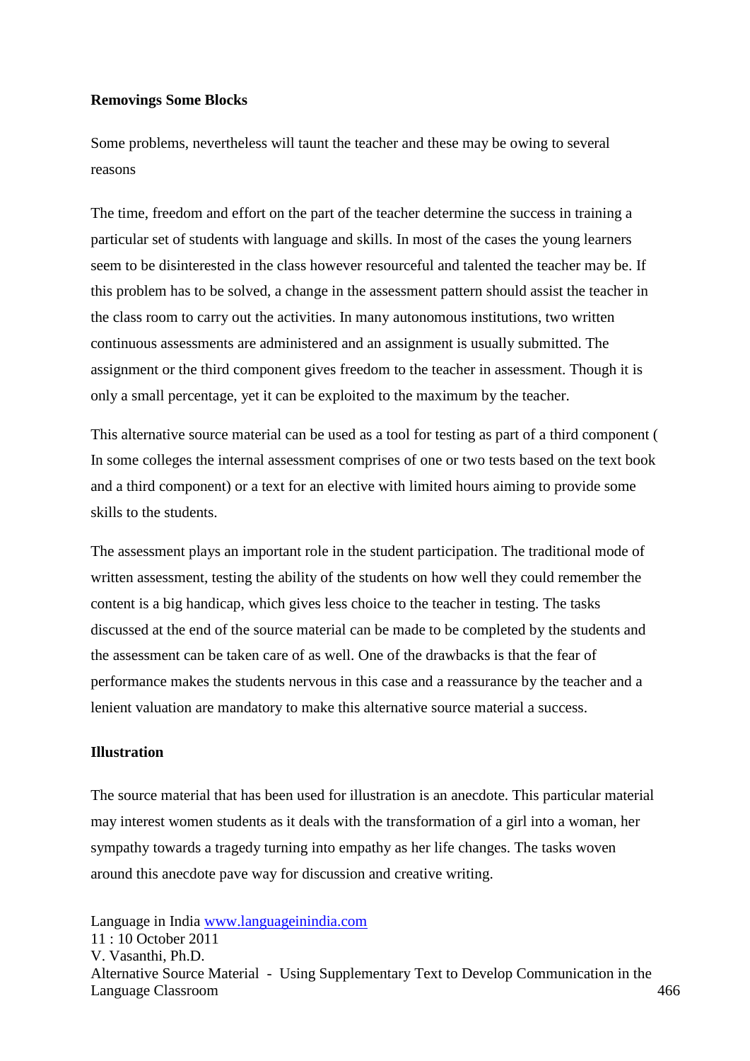**Removings Some Blocks**

Some problems, nevertheless will taunt the teacher and these may be owing to several reasons

The time, freedom and effort on the part of the teacher determine the success in training a particular set of students with language and skills. In most of the cases the young learners seem to be disinterested in the class however resourceful and talented the teacher may be. If this problem has to be solved, a change in the assessment pattern should assist the teacher in the class room to carry out the activities. In many autonomous institutions, two written continuous assessments are administered and an assignment is usually submitted. The assignment or the third component gives freedom to the teacher in assessment. Though it is only a small percentage, yet it can be exploited to the maximum by the teacher.

This alternative source material can be used as a tool for testing as part of a third component ( In some colleges the internal assessment comprises of one or two tests based on the text book and a third component) or a text for an elective with limited hours aiming to provide some skills to the students.

The assessment plays an important role in the student participation. The traditional mode of written assessment, testing the ability of the students on how well they could remember the content is a big handicap, which gives less choice to the teacher in testing. The tasks discussed at the end of the source material can be made to be completed by the students and the assessment can be taken care of as well. One of the drawbacks is that the fear of performance makes the students nervous in this case and a reassurance by the teacher and a lenient valuation are mandatory to make this alternative source material a success.

**Illustration**

The source material that has been used for illustration is an anecdote. This particular material may interest women students as it deals with the transformation of a girl into a woman, her sympathy towards a tragedy turning into empathy as her life changes. The tasks woven around this anecdote pave way for discussion and creative writing.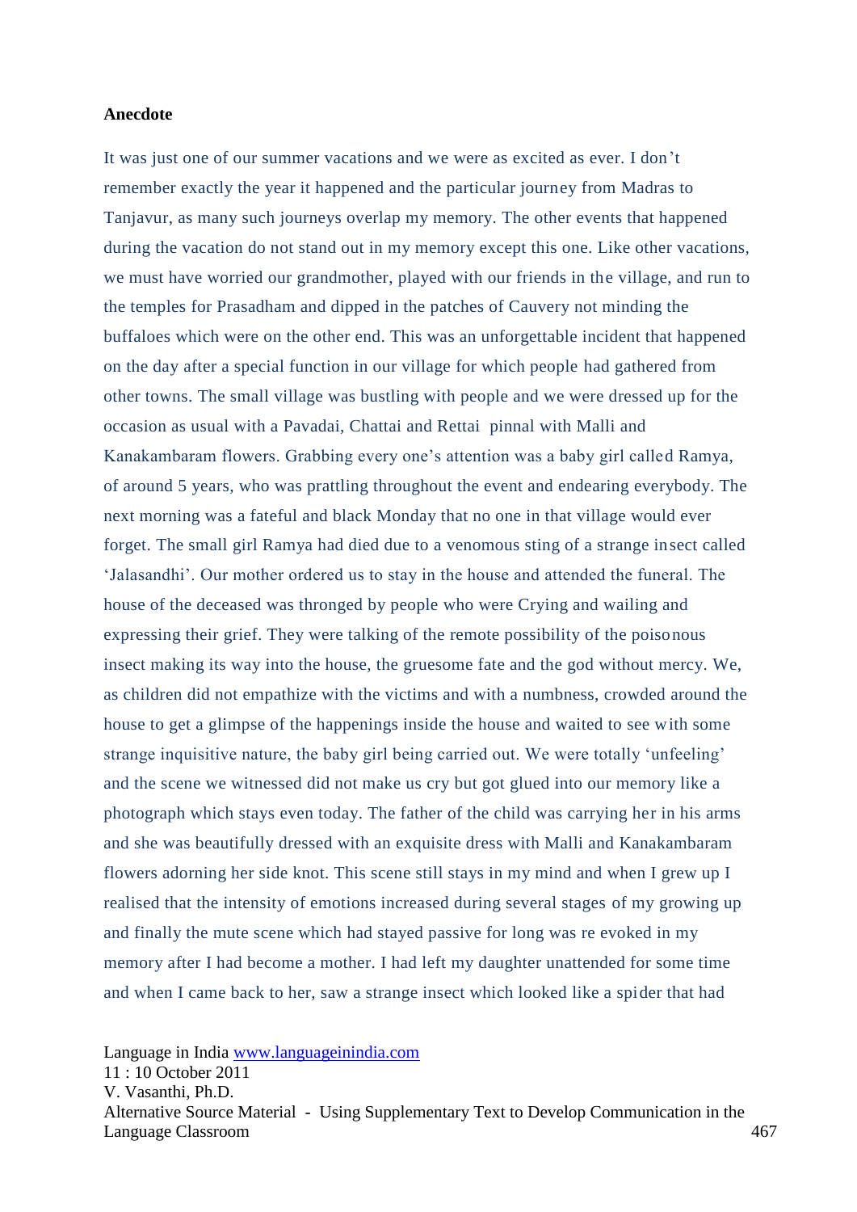**Anecdote**

It was just one of our summer vacations and we were as excited as ever. I don't remember exactly the year it happened and the particular journey from Madras to Tanjavur, as many such journeys overlap my memory. The other events that happened during the vacation do not stand out in my memory except this one. Like other vacations, we must have worried our grandmother, played with our friends in the village, and run to the temples for Prasadham and dipped in the patches of Cauvery not minding the buffaloes which were on the other end. This was an unforgettable incident that happened on the day after a special function in our village for which people had gathered from other towns. The small village was bustling with people and we were dressed up for the occasion as usual with a Pavadai, Chattai and Rettai pinnal with Malli and Kanakambaram flowers. Grabbing every one's attention was a baby girl called Ramya, of around 5 years, who was prattling throughout the event and endearing everybody. The next morning was a fateful and black Monday that no one in that village would ever forget. The small girl Ramya had died due to a venomous sting of a strange insect called 'Jalasandhi'. Our mother ordered us to stay in the house and attended the funeral. The house of the deceased was thronged by people who were Crying and wailing and expressing their grief. They were talking of the remote possibility of the poisonous insect making its way into the house, the gruesome fate and the god without mercy. We, as children did not empathize with the victims and with a numbness, crowded around the house to get a glimpse of the happenings inside the house and waited to see with some strange inquisitive nature, the baby girl being carried out. We were totally 'unfeeling' and the scene we witnessed did not make us cry but got glued into our memory like a photograph which stays even today. The father of the child was carrying her in his arms and she was beautifully dressed with an exquisite dress with Malli and Kanakambaram flowers adorning her side knot. This scene still stays in my mind and when I grew up I realised that the intensity of emotions increased during several stages of my growing up and finally the mute scene which had stayed passive for long was re evoked in my memory after I had become a mother. I had left my daughter unattended for some time and when I came back to her, saw a strange insect which looked like a spider that had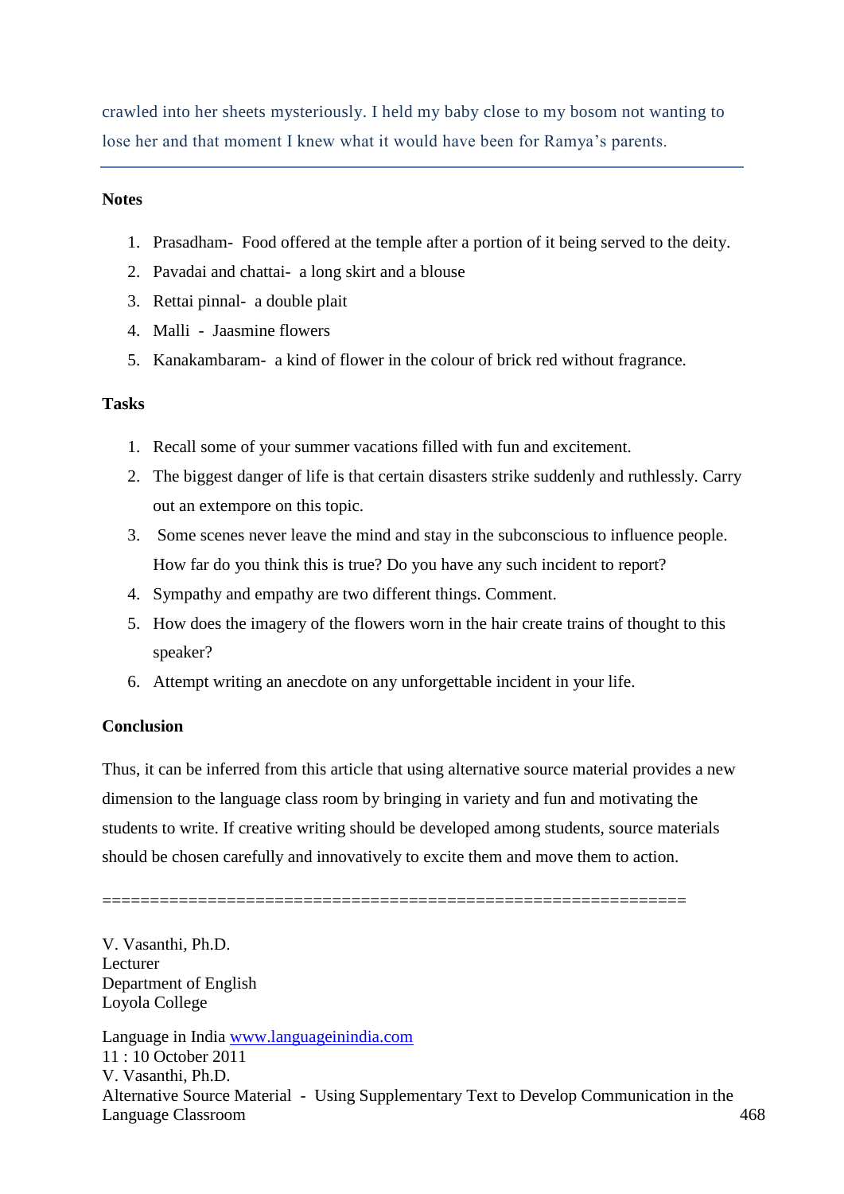crawled into her sheets mysteriously. I held my baby close to my bosom not wanting to lose her and that moment I knew what it would have been for Ramya's parents.

---

**Notes**

1. Prasadham- Food offered at the temple after a portion of it being served to the deity.
2. Pavadai and chattai- a long skirt and a blouse
3. Rettai pinnal- a double plait
4. Malli - Jaasmine flowers
5. Kanakambaram- a kind of flower in the colour of brick red without fragrance.

**Tasks**

1. Recall some of your summer vacations filled with fun and excitement.
2. The biggest danger of life is that certain disasters strike suddenly and ruthlessly. Carry out an extempore on this topic.
3. Some scenes never leave the mind and stay in the subconscious to influence people. How far do you think this is true? Do you have any such incident to report?
4. Sympathy and empathy are two different things. Comment.
5. How does the imagery of the flowers worn in the hair create trains of thought to this speaker?
6. Attempt writing an anecdote on any unforgettable incident in your life.

**Conclusion**

Thus, it can be inferred from this article that using alternative source material provides a new dimension to the language class room by bringing in variety and fun and motivating the students to write. If creative writing should be developed among students, source materials should be chosen carefully and innovatively to excite them and move them to action.

============================================================

V. Vasanthi, Ph.D.
Lecturer
Department of English
Loyola College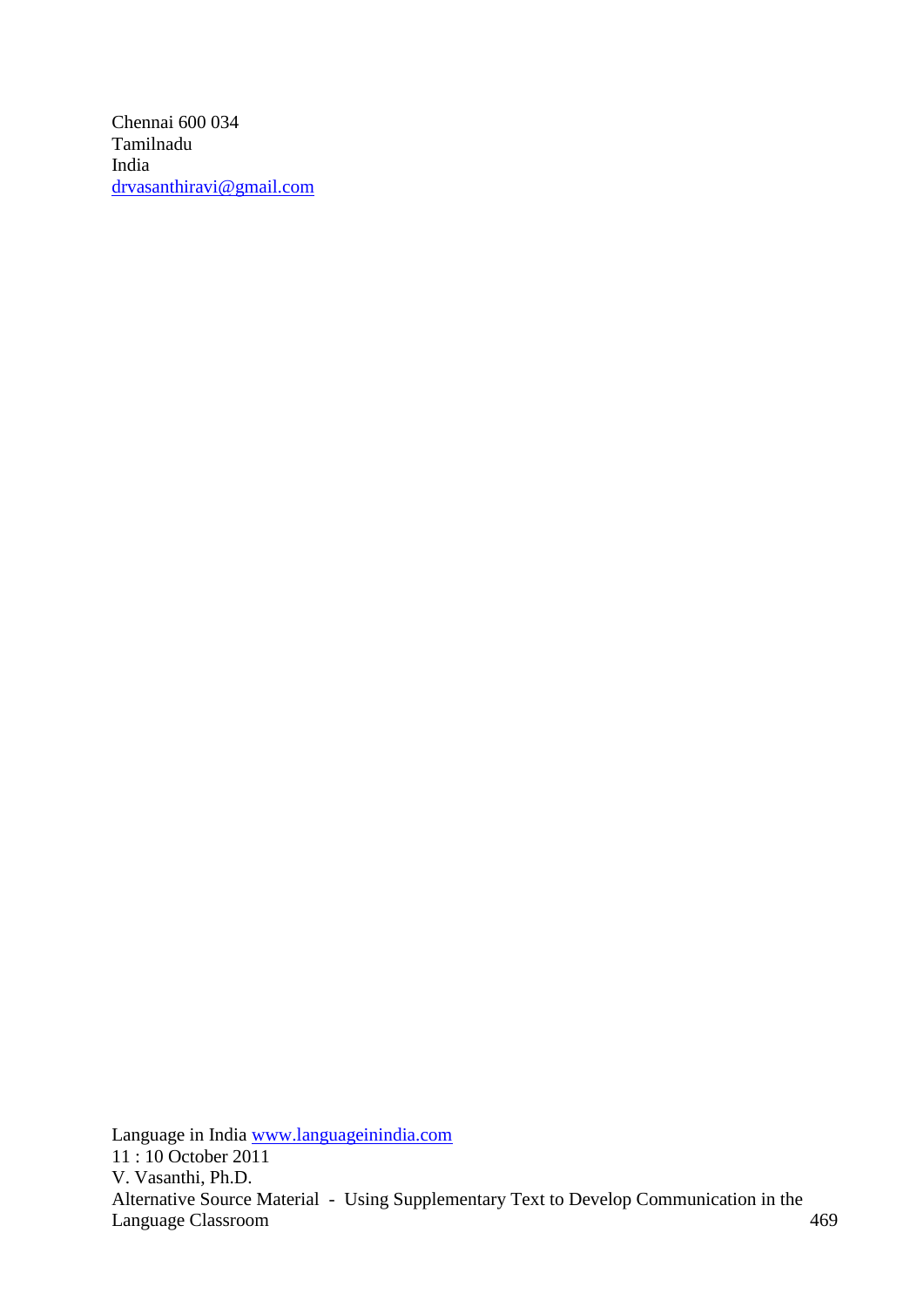Chennai 600 034
Tamilnadu
India
drvasanthiravi@gmail.com